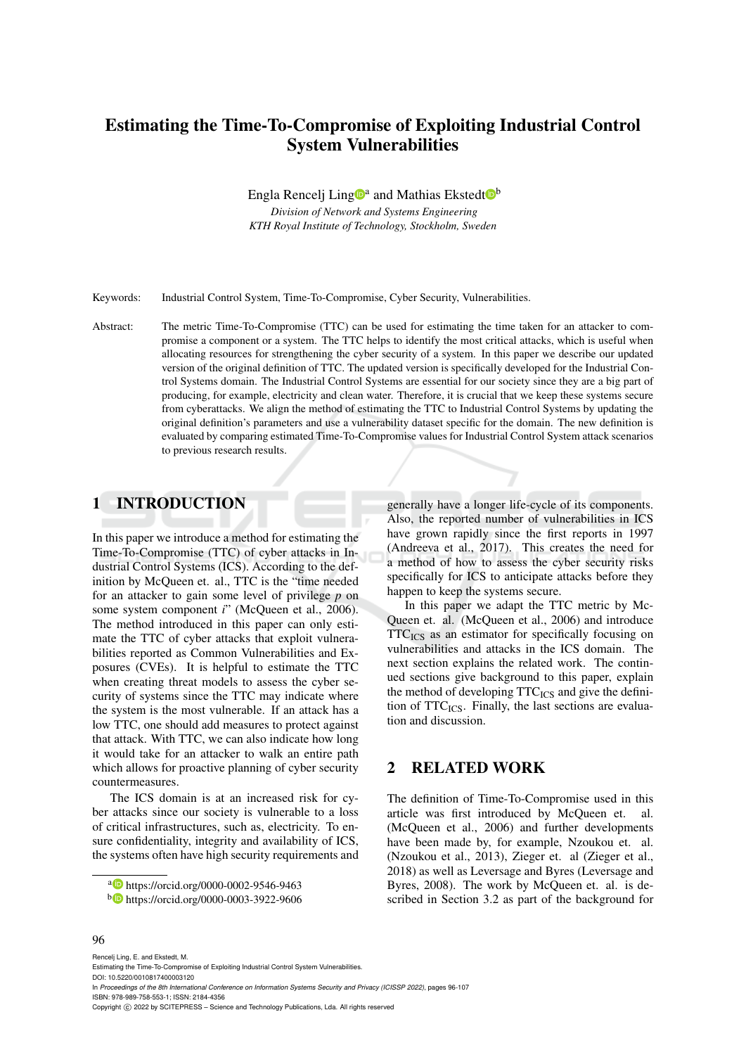# Estimating the Time-To-Compromise of Exploiting Industrial Control System Vulnerabilities

Engla Rencelj Ling[a] and Mathias Ekstedt[b]

*Division of Network and Systems Engineering*
*KTH Royal Institute of Technology, Stockholm, Sweden*

Keywords: Industrial Control System, Time-To-Compromise, Cyber Security, Vulnerabilities.

Abstract: The metric Time-To-Compromise (TTC) can be used for estimating the time taken for an attacker to compromise a component or a system. The TTC helps to identify the most critical attacks, which is useful when allocating resources for strengthening the cyber security of a system. In this paper we describe our updated version of the original definition of TTC. The updated version is specifically developed for the Industrial Control Systems domain. The Industrial Control Systems are essential for our society since they are a big part of producing, for example, electricity and clean water. Therefore, it is crucial that we keep these systems secure from cyberattacks. We align the method of estimating the TTC to Industrial Control Systems by updating the original definition's parameters and use a vulnerability dataset specific for the domain. The new definition is evaluated by comparing estimated Time-To-Compromise values for Industrial Control System attack scenarios to previous research results.

## 1 INTRODUCTION

In this paper we introduce a method for estimating the Time-To-Compromise (TTC) of cyber attacks in Industrial Control Systems (ICS). According to the definition by McQueen et. al., TTC is the "time needed for an attacker to gain some level of privilege $p$ on some system component $i$" (McQueen et al., 2006). The method introduced in this paper can only estimate the TTC of cyber attacks that exploit vulnerabilities reported as Common Vulnerabilities and Exposures (CVEs). It is helpful to estimate the TTC when creating threat models to assess the cyber security of systems since the TTC may indicate where the system is the most vulnerable. If an attack has a low TTC, one should add measures to protect against that attack. With TTC, we can also indicate how long it would take for an attacker to walk an entire path which allows for proactive planning of cyber security countermeasures.

The ICS domain is at an increased risk for cyber attacks since our society is vulnerable to a loss of critical infrastructures, such as, electricity. To ensure confidentiality, integrity and availability of ICS, the systems often have high security requirements and generally have a longer life-cycle of its components. Also, the reported number of vulnerabilities in ICS have grown rapidly since the first reports in 1997 (Andreeva et al., 2017). This creates the need for a method of how to assess the cyber security risks specifically for ICS to anticipate attacks before they happen to keep the systems secure.

In this paper we adapt the TTC metric by McQueen et. al. (McQueen et al., 2006) and introduce $TTC_{ICS}$ as an estimator for specifically focusing on vulnerabilities and attacks in the ICS domain. The next section explains the related work. The continued sections give background to this paper, explain the method of developing $TTC_{ICS}$ and give the definition of $TTC_{ICS}$. Finally, the last sections are evaluation and discussion.

## 2 RELATED WORK

The definition of Time-To-Compromise used in this article was first introduced by McQueen et. al. (McQueen et al., 2006) and further developments have been made by, for example, Nzoukou et. al. (Nzoukou et al., 2013), Zieger et. al (Zieger et al., 2018) as well as Leversage and Byres (Leversage and Byres, 2008). The work by McQueen et. al. is described in Section 3.2 as part of the background for

[a] https://orcid.org/0000-0002-9546-9463
[b] https://orcid.org/0000-0003-3922-9606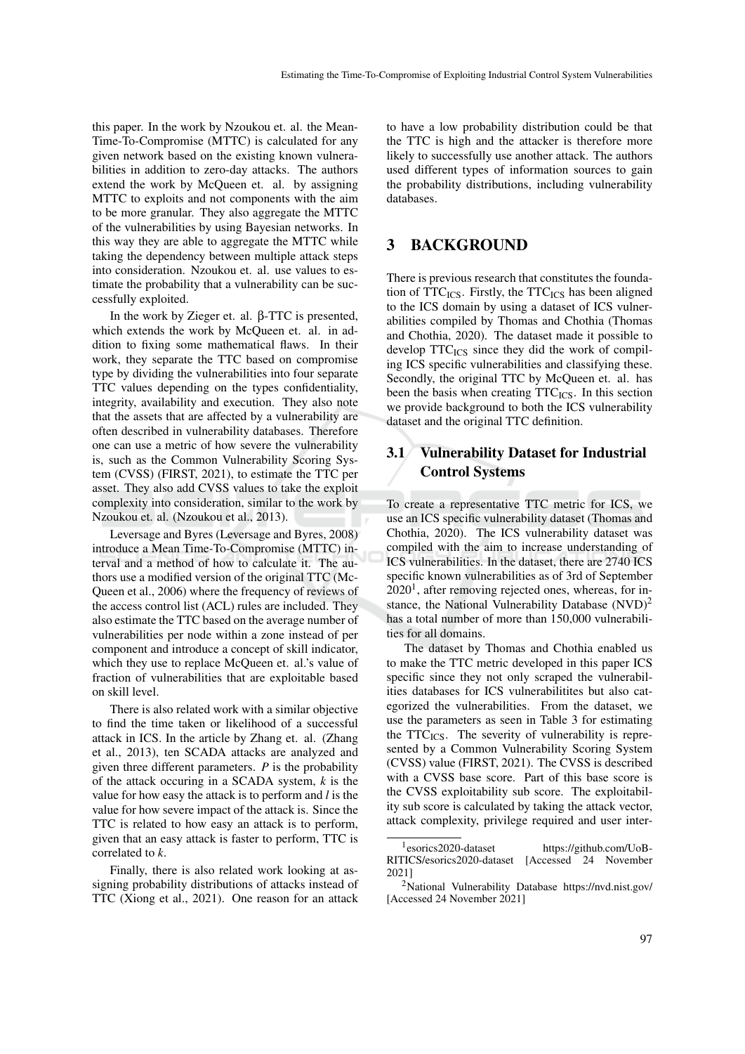this paper. In the work by Nzoukou et. al. the Mean-Time-To-Compromise (MTTC) is calculated for any given network based on the existing known vulnerabilities in addition to zero-day attacks. The authors extend the work by McQueen et. al. by assigning MTTC to exploits and not components with the aim to be more granular. They also aggregate the MTTC of the vulnerabilities by using Bayesian networks. In this way they are able to aggregate the MTTC while taking the dependency between multiple attack steps into consideration. Nzoukou et. al. use values to estimate the probability that a vulnerability can be successfully exploited.

In the work by Zieger et. al. β-TTC is presented, which extends the work by McQueen et. al. in addition to fixing some mathematical flaws. In their work, they separate the TTC based on compromise type by dividing the vulnerabilities into four separate TTC values depending on the types confidentiality, integrity, availability and execution. They also note that the assets that are affected by a vulnerability are often described in vulnerability databases. Therefore one can use a metric of how severe the vulnerability is, such as the Common Vulnerability Scoring System (CVSS) (FIRST, 2021), to estimate the TTC per asset. They also add CVSS values to take the exploit complexity into consideration, similar to the work by Nzoukou et. al. (Nzoukou et al., 2013).

Leversage and Byres (Leversage and Byres, 2008) introduce a Mean Time-To-Compromise (MTTC) interval and a method of how to calculate it. The authors use a modified version of the original TTC (McQueen et al., 2006) where the frequency of reviews of the access control list (ACL) rules are included. They also estimate the TTC based on the average number of vulnerabilities per node within a zone instead of per component and introduce a concept of skill indicator, which they use to replace McQueen et. al.'s value of fraction of vulnerabilities that are exploitable based on skill level.

There is also related work with a similar objective to find the time taken or likelihood of a successful attack in ICS. In the article by Zhang et. al. (Zhang et al., 2013), ten SCADA attacks are analyzed and given three different parameters. $P$ is the probability of the attack occuring in a SCADA system, $k$ is the value for how easy the attack is to perform and $l$ is the value for how severe impact of the attack is. Since the TTC is related to how easy an attack is to perform, given that an easy attack is faster to perform, TTC is correlated to $k$.

Finally, there is also related work looking at assigning probability distributions of attacks instead of TTC (Xiong et al., 2021). One reason for an attack to have a low probability distribution could be that the TTC is high and the attacker is therefore more likely to successfully use another attack. The authors used different types of information sources to gain the probability distributions, including vulnerability databases.

## 3 BACKGROUND

There is previous research that constitutes the foundation of $\text{TTC}_{\text{ICS}}$. Firstly, the $\text{TTC}_{\text{ICS}}$ has been aligned to the ICS domain by using a dataset of ICS vulnerabilities compiled by Thomas and Chothia (Thomas and Chothia, 2020). The dataset made it possible to develop $\text{TTC}_{\text{ICS}}$ since they did the work of compiling ICS specific vulnerabilities and classifying these. Secondly, the original TTC by McQueen et. al. has been the basis when creating $\text{TTC}_{\text{ICS}}$. In this section we provide background to both the ICS vulnerability dataset and the original TTC definition.

### 3.1 Vulnerability Dataset for Industrial Control Systems

To create a representative TTC metric for ICS, we use an ICS specific vulnerability dataset (Thomas and Chothia, 2020). The ICS vulnerability dataset was compiled with the aim to increase understanding of ICS vulnerabilities. In the dataset, there are 2740 ICS specific known vulnerabilities as of 3rd of September 2020[1], after removing rejected ones, whereas, for instance, the National Vulnerability Database (NVD)[2] has a total number of more than 150,000 vulnerabilities for all domains.

The dataset by Thomas and Chothia enabled us to make the TTC metric developed in this paper ICS specific since they not only scraped the vulnerabilities databases for ICS vulnerabilitites but also categorized the vulnerabilities. From the dataset, we use the parameters as seen in Table 3 for estimating the $\text{TTC}_{\text{ICS}}$. The severity of vulnerability is represented by a Common Vulnerability Scoring System (CVSS) value (FIRST, 2021). The CVSS is described with a CVSS base score. Part of this base score is the CVSS exploitability sub score. The exploitability sub score is calculated by taking the attack vector, attack complexity, privilege required and user inter-

[1] esorics2020-dataset https://github.com/UoB-RITICS/esorics2020-dataset [Accessed 24 November 2021]

[2] National Vulnerability Database https://nvd.nist.gov/ [Accessed 24 November 2021]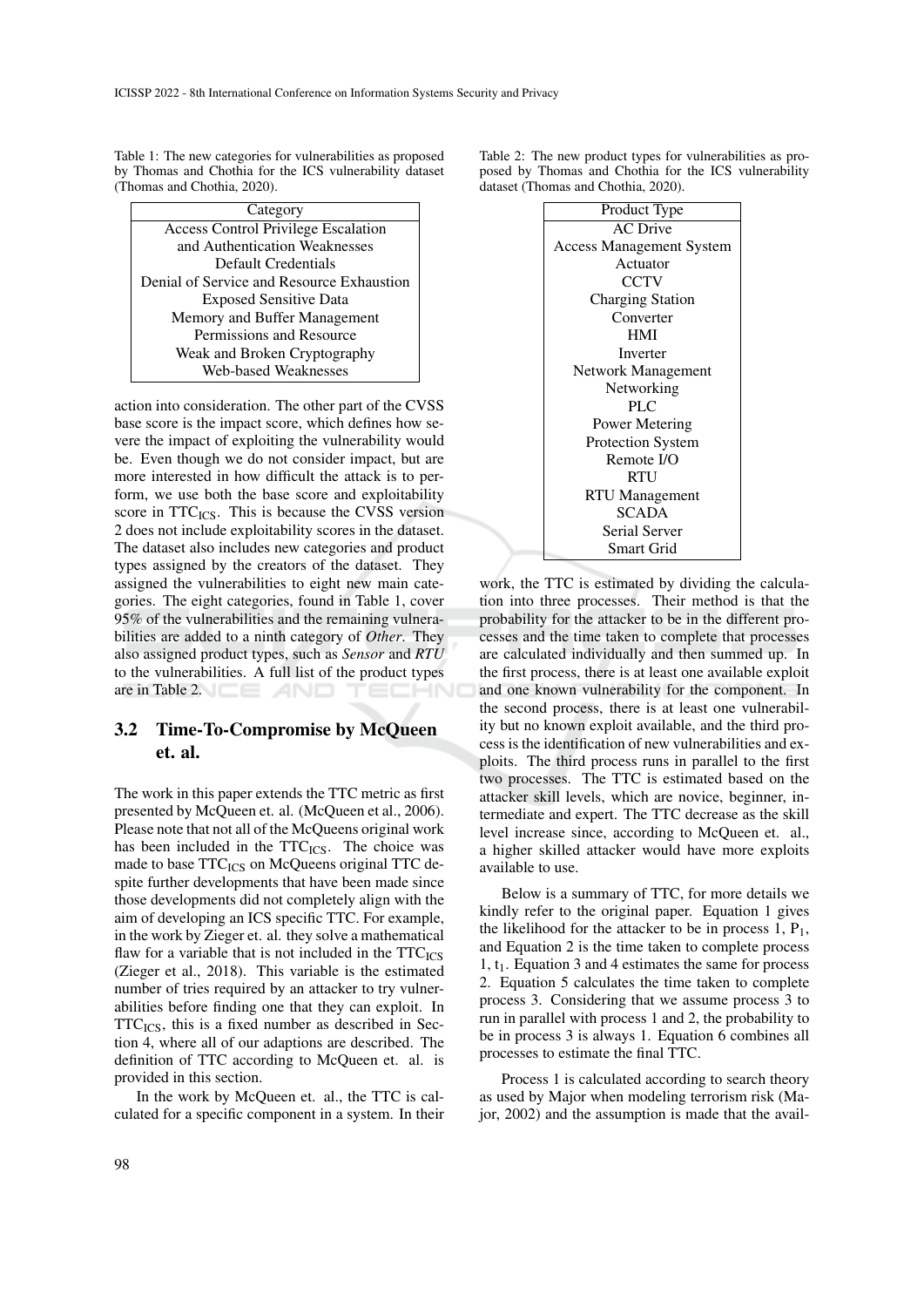Table 1: The new categories for vulnerabilities as proposed by Thomas and Chothia for the ICS vulnerability dataset (Thomas and Chothia, 2020).

| Category |
|---|
| Access Control Privilege Escalation and Authentication Weaknesses |
| Default Credentials |
| Denial of Service and Resource Exhaustion |
| Exposed Sensitive Data |
| Memory and Buffer Management |
| Permissions and Resource |
| Weak and Broken Cryptography |
| Web-based Weaknesses |

action into consideration. The other part of the CVSS base score is the impact score, which defines how severe the impact of exploiting the vulnerability would be. Even though we do not consider impact, but are more interested in how difficult the attack is to perform, we use both the base score and exploitability score in $TTC_{ICS}$. This is because the CVSS version 2 does not include exploitability scores in the dataset. The dataset also includes new categories and product types assigned by the creators of the dataset. They assigned the vulnerabilities to eight new main categories. The eight categories, found in Table 1, cover 95% of the vulnerabilities and the remaining vulnerabilities are added to a ninth category of *Other*. They also assigned product types, such as *Sensor* and *RTU* to the vulnerabilities. A full list of the product types are in Table 2.

## 3.2 Time-To-Compromise by McQueen et. al.

The work in this paper extends the TTC metric as first presented by McQueen et. al. (McQueen et al., 2006). Please note that not all of the McQueens original work has been included in the $TTC_{ICS}$. The choice was made to base $TTC_{ICS}$ on McQueens original TTC despite further developments that have been made since those developments did not completely align with the aim of developing an ICS specific TTC. For example, in the work by Zieger et. al. they solve a mathematical flaw for a variable that is not included in the $TTC_{ICS}$ (Zieger et al., 2018). This variable is the estimated number of tries required by an attacker to try vulnerabilities before finding one that they can exploit. In $TTC_{ICS}$, this is a fixed number as described in Section 4, where all of our adaptions are described. The definition of TTC according to McQueen et. al. is provided in this section.

In the work by McQueen et. al., the TTC is calculated for a specific component in a system. In their work, the TTC is estimated by dividing the calculation into three processes. Their method is that the probability for the attacker to be in the different processes and the time taken to complete that processes are calculated individually and then summed up. In the first process, there is at least one available exploit and one known vulnerability for the component. In the second process, there is at least one vulnerability but no known exploit available, and the third process is the identification of new vulnerabilities and exploits. The third process runs in parallel to the first two processes. The TTC is estimated based on the attacker skill levels, which are novice, beginner, intermediate and expert. The TTC decrease as the skill level increase since, according to McQueen et. al., a higher skilled attacker would have more exploits available to use.

Table 2: The new product types for vulnerabilities as proposed by Thomas and Chothia for the ICS vulnerability dataset (Thomas and Chothia, 2020).

| Product Type |
|---|
| AC Drive |
| Access Management System |
| Actuator |
| CCTV |
| Charging Station |
| Converter |
| HMI |
| Inverter |
| Network Management |
| Networking |
| PLC |
| Power Metering |
| Protection System |
| Remote I/O |
| RTU |
| RTU Management |
| SCADA |
| Serial Server |
| Smart Grid |

Below is a summary of TTC, for more details we kindly refer to the original paper. Equation 1 gives the likelihood for the attacker to be in process 1, $P_1$, and Equation 2 is the time taken to complete process 1, $t_1$. Equation 3 and 4 estimates the same for process 2. Equation 5 calculates the time taken to complete process 3. Considering that we assume process 3 to run in parallel with process 1 and 2, the probability to be in process 3 is always 1. Equation 6 combines all processes to estimate the final TTC.

Process 1 is calculated according to search theory as used by Major when modeling terrorism risk (Major, 2002) and the assumption is made that the avail-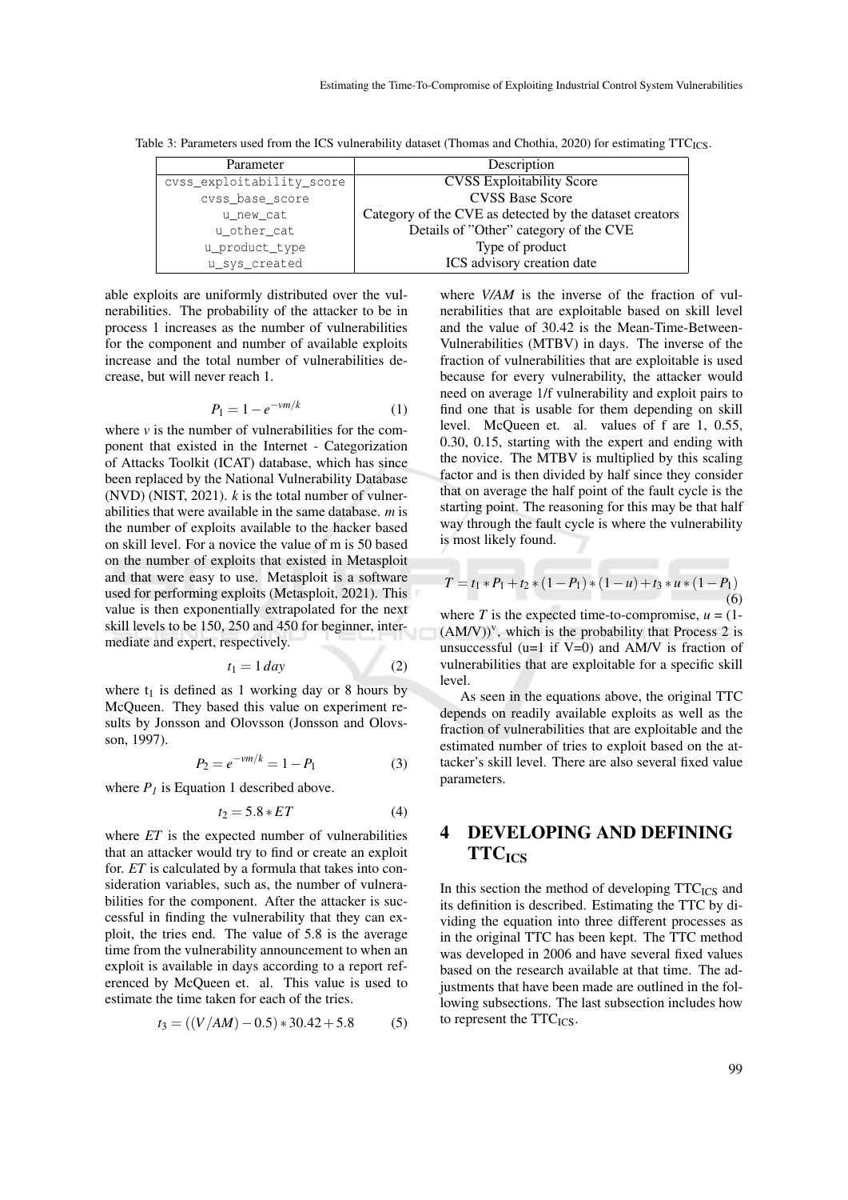Table 3: Parameters used from the ICS vulnerability dataset (Thomas and Chothia, 2020) for estimating $TTC_{ICS}$.

| Parameter | Description |
|---|---|
| cvss_exploitability_score | CVSS Exploitability Score |
| cvss_base_score | CVSS Base Score |
| u_new_cat | Category of the CVE as detected by the dataset creators |
| u_other_cat | Details of "Other" category of the CVE |
| u_product_type | Type of product |
| u_sys_created | ICS advisory creation date |

able exploits are uniformly distributed over the vulnerabilities. The probability of the attacker to be in process 1 increases as the number of vulnerabilities for the component and number of available exploits increase and the total number of vulnerabilities decrease, but will never reach 1.

$$P_1 = 1 - e^{-vm/k} \tag{1}$$

where $v$ is the number of vulnerabilities for the component that existed in the Internet - Categorization of Attacks Toolkit (ICAT) database, which has since been replaced by the National Vulnerability Database (NVD) (NIST, 2021). $k$ is the total number of vulnerabilities that were available in the same database. $m$ is the number of exploits available to the hacker based on skill level. For a novice the value of m is 50 based on the number of exploits that existed in Metasploit and that were easy to use. Metasploit is a software used for performing exploits (Metasploit, 2021). This value is then exponentially extrapolated for the next skill levels to be 150, 250 and 450 for beginner, intermediate and expert, respectively.

$$t_1 = 1\, day \tag{2}$$

where $t_1$ is defined as 1 working day or 8 hours by McQueen. They based this value on experiment results by Jonsson and Olovsson (Jonsson and Olovsson, 1997).

$$P_2 = e^{-vm/k} = 1 - P_1 \tag{3}$$

where $P_1$ is Equation 1 described above.

$$t_2 = 5.8 * ET \tag{4}$$

where $ET$ is the expected number of vulnerabilities that an attacker would try to find or create an exploit for. $ET$ is calculated by a formula that takes into consideration variables, such as, the number of vulnerabilities for the component. After the attacker is successful in finding the vulnerability that they can exploit, the tries end. The value of 5.8 is the average time from the vulnerability announcement to when an exploit is available in days according to a report referenced by McQueen et. al. This value is used to estimate the time taken for each of the tries.

$$t_3 = ((V/AM) - 0.5) * 30.42 + 5.8 \tag{5}$$

where $V/AM$ is the inverse of the fraction of vulnerabilities that are exploitable based on skill level and the value of 30.42 is the Mean-Time-Between-Vulnerabilities (MTBV) in days. The inverse of the fraction of vulnerabilities that are exploitable is used because for every vulnerability, the attacker would need on average 1/f vulnerability and exploit pairs to find one that is usable for them depending on skill level. McQueen et. al. values of f are 1, 0.55, 0.30, 0.15, starting with the expert and ending with the novice. The MTBV is multiplied by this scaling factor and is then divided by half since they consider that on average the half point of the fault cycle is the starting point. The reasoning for this may be that half way through the fault cycle is where the vulnerability is most likely found.

$$T = t_1 * P_1 + t_2 * (1 - P_1) * (1 - u) + t_3 * u * (1 - P_1) \tag{6}$$

where $T$ is the expected time-to-compromise, $u = (1 - (AM/V))^v$, which is the probability that Process 2 is unsuccessful ($u$=1 if V=0) and AM/V is fraction of vulnerabilities that are exploitable for a specific skill level.

As seen in the equations above, the original TTC depends on readily available exploits as well as the fraction of vulnerabilities that are exploitable and the estimated number of tries to exploit based on the attacker's skill level. There are also several fixed value parameters.

## 4 DEVELOPING AND DEFINING $TTC_{ICS}$

In this section the method of developing $TTC_{ICS}$ and its definition is described. Estimating the TTC by dividing the equation into three different processes as in the original TTC has been kept. The TTC method was developed in 2006 and have several fixed values based on the research available at that time. The adjustments that have been made are outlined in the following subsections. The last subsection includes how to represent the $TTC_{ICS}$.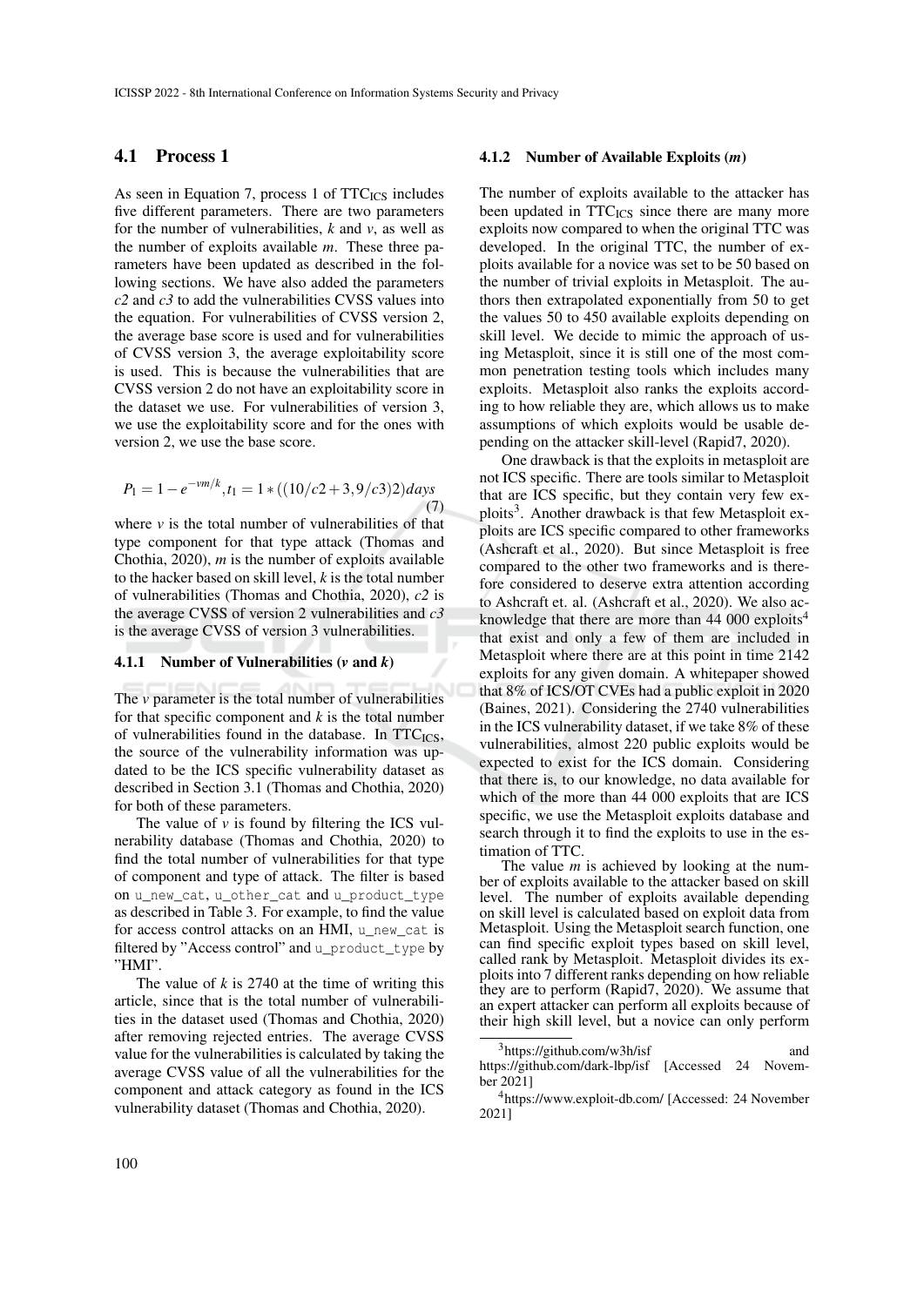## 4.1 Process 1

As seen in Equation 7, process 1 of $TTC_{ICS}$ includes five different parameters. There are two parameters for the number of vulnerabilities, *k* and *v*, as well as the number of exploits available *m*. These three parameters have been updated as described in the following sections. We have also added the parameters *c2* and *c3* to add the vulnerabilities CVSS values into the equation. For vulnerabilities of CVSS version 2, the average base score is used and for vulnerabilities of CVSS version 3, the average exploitability score is used. This is because the vulnerabilities that are CVSS version 2 do not have an exploitability score in the dataset we use. For vulnerabilities of version 3, we use the exploitability score and for the ones with version 2, we use the base score.

$$P_1 = 1 - e^{-vm/k}, t_1 = 1 * ((10/c2 + 3, 9/c3)2) days \tag{7}$$

where *v* is the total number of vulnerabilities of that type component for that type attack (Thomas and Chothia, 2020), *m* is the number of exploits available to the hacker based on skill level, *k* is the total number of vulnerabilities (Thomas and Chothia, 2020), *c2* is the average CVSS of version 2 vulnerabilities and *c3* is the average CVSS of version 3 vulnerabilities.

### 4.1.1 Number of Vulnerabilities (*v* and *k*)

The *v* parameter is the total number of vulnerabilities for that specific component and *k* is the total number of vulnerabilities found in the database. In $TTC_{ICS}$, the source of the vulnerability information was updated to be the ICS specific vulnerability dataset as described in Section 3.1 (Thomas and Chothia, 2020) for both of these parameters.

The value of *v* is found by filtering the ICS vulnerability database (Thomas and Chothia, 2020) to find the total number of vulnerabilities for that type of component and type of attack. The filter is based on `u_new_cat`, `u_other_cat` and `u_product_type` as described in Table 3. For example, to find the value for access control attacks on an HMI, `u_new_cat` is filtered by "Access control" and `u_product_type` by "HMI".

The value of *k* is 2740 at the time of writing this article, since that is the total number of vulnerabilities in the dataset used (Thomas and Chothia, 2020) after removing rejected entries. The average CVSS value for the vulnerabilities is calculated by taking the average CVSS value of all the vulnerabilities for the component and attack category as found in the ICS vulnerability dataset (Thomas and Chothia, 2020).

### 4.1.2 Number of Available Exploits (*m*)

The number of exploits available to the attacker has been updated in $TTC_{ICS}$ since there are many more exploits now compared to when the original TTC was developed. In the original TTC, the number of exploits available for a novice was set to be 50 based on the number of trivial exploits in Metasploit. The authors then extrapolated exponentially from 50 to get the values 50 to 450 available exploits depending on skill level. We decide to mimic the approach of using Metasploit, since it is still one of the most common penetration testing tools which includes many exploits. Metasploit also ranks the exploits according to how reliable they are, which allows us to make assumptions of which exploits would be usable depending on the attacker skill-level (Rapid7, 2020).

One drawback is that the exploits in metasploit are not ICS specific. There are tools similar to Metasploit that are ICS specific, but they contain very few exploits[3]. Another drawback is that few Metasploit exploits are ICS specific compared to other frameworks (Ashcraft et al., 2020). But since Metasploit is free compared to the other two frameworks and is therefore considered to deserve extra attention according to Ashcraft et. al. (Ashcraft et al., 2020). We also acknowledge that there are more than 44 000 exploits[4] that exist and only a few of them are included in Metasploit where there are at this point in time 2142 exploits for any given domain. A whitepaper showed that 8% of ICS/OT CVEs had a public exploit in 2020 (Baines, 2021). Considering the 2740 vulnerabilities in the ICS vulnerability dataset, if we take 8% of these vulnerabilities, almost 220 public exploits would be expected to exist for the ICS domain. Considering that there is, to our knowledge, no data available for which of the more than 44 000 exploits that are ICS specific, we use the Metasploit exploits database and search through it to find the exploits to use in the estimation of TTC.

The value *m* is achieved by looking at the number of exploits available to the attacker based on skill level. The number of exploits available depending on skill level is calculated based on exploit data from Metasploit. Using the Metasploit search function, one can find specific exploit types based on skill level, called rank by Metasploit. Metasploit divides its exploits into 7 different ranks depending on how reliable they are to perform (Rapid7, 2020). We assume that an expert attacker can perform all exploits because of their high skill level, but a novice can only perform

[3] https://github.com/w3h/isf and https://github.com/dark-lbp/isf [Accessed 24 November 2021]

[4] https://www.exploit-db.com/ [Accessed: 24 November 2021]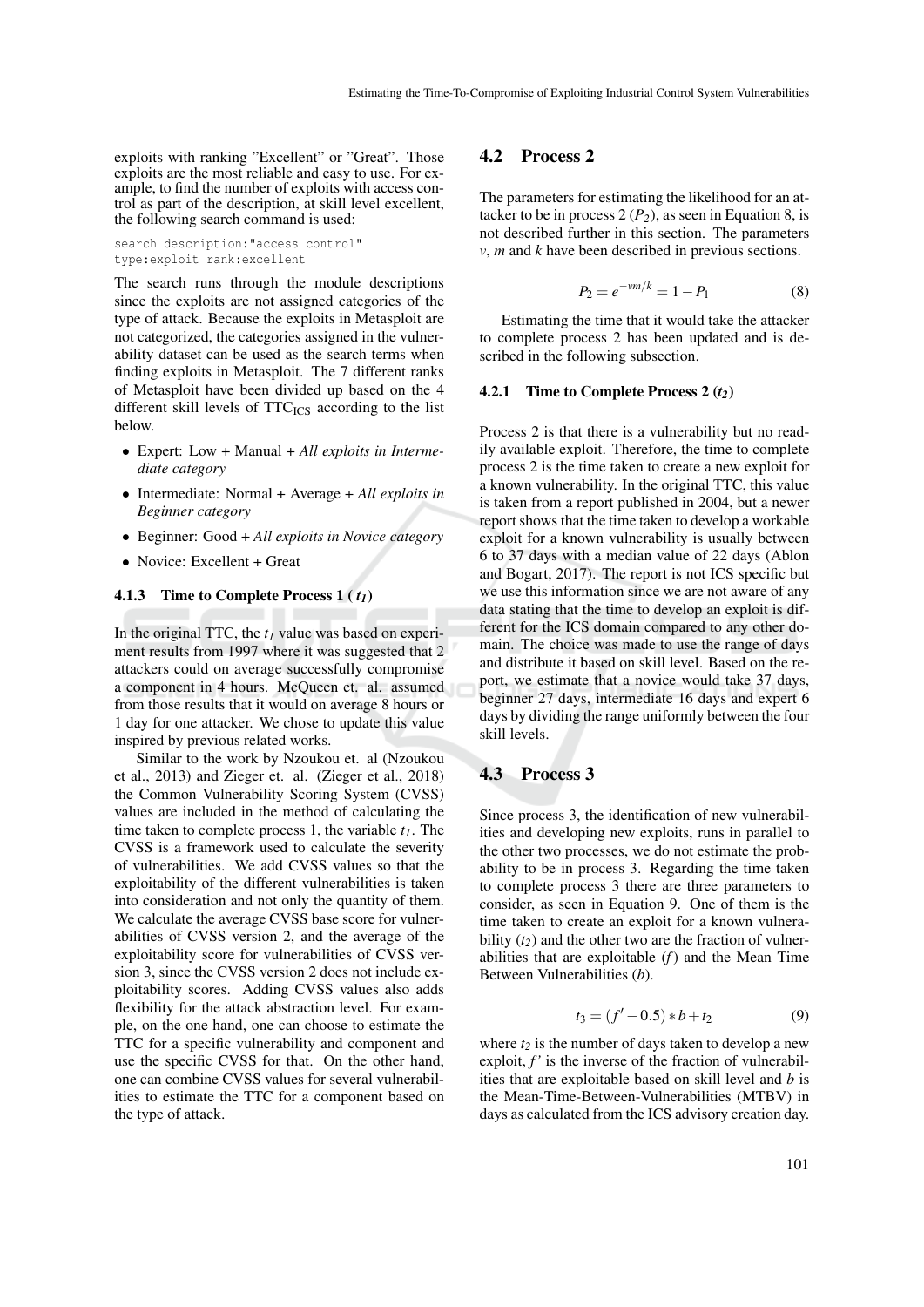exploits with ranking "Excellent" or "Great". Those exploits are the most reliable and easy to use. For example, to find the number of exploits with access control as part of the description, at skill level excellent, the following search command is used:

```
search description:"access control"
type:exploit rank:excellent
```

The search runs through the module descriptions since the exploits are not assigned categories of the type of attack. Because the exploits in Metasploit are not categorized, the categories assigned in the vulnerability dataset can be used as the search terms when finding exploits in Metasploit. The 7 different ranks of Metasploit have been divided up based on the 4 different skill levels of $TTC_{ICS}$ according to the list below.

- Expert: Low + Manual + *All exploits in Intermediate category*
- Intermediate: Normal + Average + *All exploits in Beginner category*
- Beginner: Good + *All exploits in Novice category*
- Novice: Excellent + Great

#### 4.1.3 Time to Complete Process 1 ( $t_1$ )

In the original TTC, the $t_1$ value was based on experiment results from 1997 where it was suggested that 2 attackers could on average successfully compromise a component in 4 hours. McQueen et. al. assumed from those results that it would on average 8 hours or 1 day for one attacker. We chose to update this value inspired by previous related works.

Similar to the work by Nzoukou et. al (Nzoukou et al., 2013) and Zieger et. al. (Zieger et al., 2018) the Common Vulnerability Scoring System (CVSS) values are included in the method of calculating the time taken to complete process 1, the variable $t_1$. The CVSS is a framework used to calculate the severity of vulnerabilities. We add CVSS values so that the exploitability of the different vulnerabilities is taken into consideration and not only the quantity of them. We calculate the average CVSS base score for vulnerabilities of CVSS version 2, and the average of the exploitability score for vulnerabilities of CVSS version 3, since the CVSS version 2 does not include exploitability scores. Adding CVSS values also adds flexibility for the attack abstraction level. For example, on the one hand, one can choose to estimate the TTC for a specific vulnerability and component and use the specific CVSS for that. On the other hand, one can combine CVSS values for several vulnerabilities to estimate the TTC for a component based on the type of attack.

### 4.2 Process 2

The parameters for estimating the likelihood for an attacker to be in process 2 ($P_2$), as seen in Equation 8, is not described further in this section. The parameters $v$, $m$ and $k$ have been described in previous sections.

$$P_2 = e^{-vm/k} = 1 - P_1 \tag{8}$$

Estimating the time that it would take the attacker to complete process 2 has been updated and is described in the following subsection.

#### 4.2.1 Time to Complete Process 2 ($t_2$)

Process 2 is that there is a vulnerability but no readily available exploit. Therefore, the time to complete process 2 is the time taken to create a new exploit for a known vulnerability. In the original TTC, this value is taken from a report published in 2004, but a newer report shows that the time taken to develop a workable exploit for a known vulnerability is usually between 6 to 37 days with a median value of 22 days (Ablon and Bogart, 2017). The report is not ICS specific but we use this information since we are not aware of any data stating that the time to develop an exploit is different for the ICS domain compared to any other domain. The choice was made to use the range of days and distribute it based on skill level. Based on the report, we estimate that a novice would take 37 days, beginner 27 days, intermediate 16 days and expert 6 days by dividing the range uniformly between the four skill levels.

### 4.3 Process 3

Since process 3, the identification of new vulnerabilities and developing new exploits, runs in parallel to the other two processes, we do not estimate the probability to be in process 3. Regarding the time taken to complete process 3 there are three parameters to consider, as seen in Equation 9. One of them is the time taken to create an exploit for a known vulnerability ($t_2$) and the other two are the fraction of vulnerabilities that are exploitable ($f$) and the Mean Time Between Vulnerabilities ($b$).

$$t_3 = (f' - 0.5) * b + t_2 \tag{9}$$

where $t_2$ is the number of days taken to develop a new exploit, $f'$ is the inverse of the fraction of vulnerabilities that are exploitable based on skill level and $b$ is the Mean-Time-Between-Vulnerabilities (MTBV) in days as calculated from the ICS advisory creation day.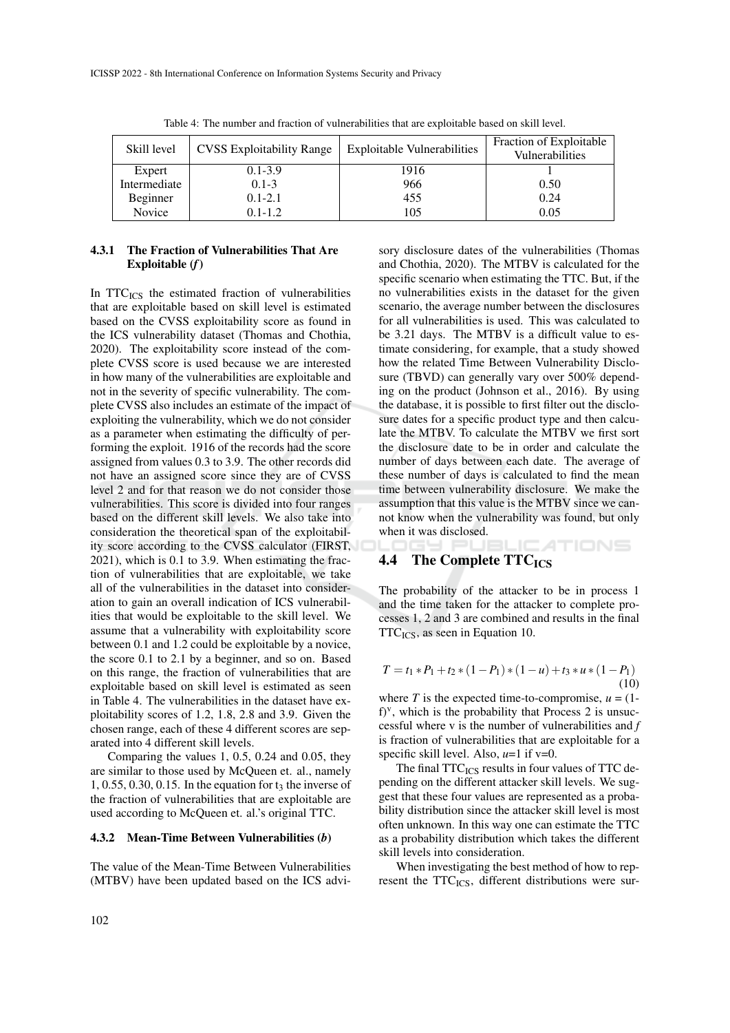Table 4: The number and fraction of vulnerabilities that are exploitable based on skill level.

| Skill level | CVSS Exploitability Range | Exploitable Vulnerabilities | Fraction of Exploitable Vulnerabilities |
|---|---|---|---|
| Expert | 0.1-3.9 | 1916 | 1 |
| Intermediate | 0.1-3 | 966 | 0.50 |
| Beginner | 0.1-2.1 | 455 | 0.24 |
| Novice | 0.1-1.2 | 105 | 0.05 |

#### 4.3.1 The Fraction of Vulnerabilities That Are Exploitable (*f*)

In $TTC_{ICS}$ the estimated fraction of vulnerabilities that are exploitable based on skill level is estimated based on the CVSS exploitability score as found in the ICS vulnerability dataset (Thomas and Chothia, 2020). The exploitability score instead of the complete CVSS score is used because we are interested in how many of the vulnerabilities are exploitable and not in the severity of specific vulnerability. The complete CVSS also includes an estimate of the impact of exploiting the vulnerability, which we do not consider as a parameter when estimating the difficulty of performing the exploit. 1916 of the records had the score assigned from values 0.3 to 3.9. The other records did not have an assigned score since they are of CVSS level 2 and for that reason we do not consider those vulnerabilities. This score is divided into four ranges based on the different skill levels. We also take into consideration the theoretical span of the exploitability score according to the CVSS calculator (FIRST, 2021), which is 0.1 to 3.9. When estimating the fraction of vulnerabilities that are exploitable, we take all of the vulnerabilities in the dataset into consideration to gain an overall indication of ICS vulnerabilities that would be exploitable to the skill level. We assume that a vulnerability with exploitability score between 0.1 and 1.2 could be exploitable by a novice, the score 0.1 to 2.1 by a beginner, and so on. Based on this range, the fraction of vulnerabilities that are exploitable based on skill level is estimated as seen in Table 4. The vulnerabilities in the dataset have exploitability scores of 1.2, 1.8, 2.8 and 3.9. Given the chosen range, each of these 4 different scores are separated into 4 different skill levels.

Comparing the values 1, 0.5, 0.24 and 0.05, they are similar to those used by McQueen et. al., namely 1, 0.55, 0.30, 0.15. In the equation for $t_3$ the inverse of the fraction of vulnerabilities that are exploitable are used according to McQueen et. al.'s original TTC.

#### 4.3.2 Mean-Time Between Vulnerabilities (*b*)

The value of the Mean-Time Between Vulnerabilities (MTBV) have been updated based on the ICS advisory disclosure dates of the vulnerabilities (Thomas and Chothia, 2020). The MTBV is calculated for the specific scenario when estimating the TTC. But, if the no vulnerabilities exists in the dataset for the given scenario, the average number between the disclosures for all vulnerabilities is used. This was calculated to be 3.21 days. The MTBV is a difficult value to estimate considering, for example, that a study showed how the related Time Between Vulnerability Disclosure (TBVD) can generally vary over 500% depending on the product (Johnson et al., 2016). By using the database, it is possible to first filter out the disclosure dates for a specific product type and then calculate the MTBV. To calculate the MTBV we first sort the disclosure date to be in order and calculate the number of days between each date. The average of these number of days is calculated to find the mean time between vulnerability disclosure. We make the assumption that this value is the MTBV since we cannot know when the vulnerability was found, but only when it was disclosed.

## 4.4 The Complete $TTC_{ICS}$

The probability of the attacker to be in process 1 and the time taken for the attacker to complete processes 1, 2 and 3 are combined and results in the final $TTC_{ICS}$, as seen in Equation 10.

$$T = t_1 * P_1 + t_2 * (1 - P_1) * (1 - u) + t_3 * u * (1 - P_1) \tag{10}$$

where $T$ is the expected time-to-compromise, $u = (1-f)^v$, which is the probability that Process 2 is unsuccessful where v is the number of vulnerabilities and $f$ is fraction of vulnerabilities that are exploitable for a specific skill level. Also, $u$=1 if $v$=0.

The final $TTC_{ICS}$ results in four values of TTC depending on the different attacker skill levels. We suggest that these four values are represented as a probability distribution since the attacker skill level is most often unknown. In this way one can estimate the TTC as a probability distribution which takes the different skill levels into consideration.

When investigating the best method of how to represent the $TTC_{ICS}$, different distributions were sur-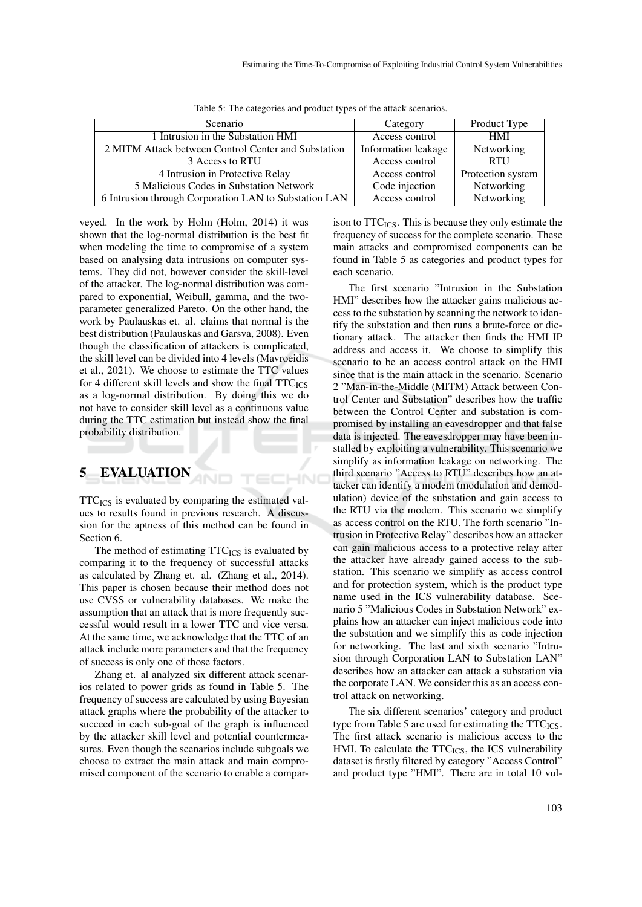Table 5: The categories and product types of the attack scenarios.

| Scenario | Category | Product Type |
|---|---|---|
| 1 Intrusion in the Substation HMI | Access control | HMI |
| 2 MITM Attack between Control Center and Substation | Information leakage | Networking |
| 3 Access to RTU | Access control | RTU |
| 4 Intrusion in Protective Relay | Access control | Protection system |
| 5 Malicious Codes in Substation Network | Code injection | Networking |
| 6 Intrusion through Corporation LAN to Substation LAN | Access control | Networking |

veyed. In the work by Holm (Holm, 2014) it was shown that the log-normal distribution is the best fit when modeling the time to compromise of a system based on analysing data intrusions on computer systems. They did not, however consider the skill-level of the attacker. The log-normal distribution was compared to exponential, Weibull, gamma, and the two-parameter generalized Pareto. On the other hand, the work by Paulauskas et. al. claims that normal is the best distribution (Paulauskas and Garsva, 2008). Even though the classification of attackers is complicated, the skill level can be divided into 4 levels (Mavroeidis et al., 2021). We choose to estimate the TTC values for 4 different skill levels and show the final $TTC_{ICS}$ as a log-normal distribution. By doing this we do not have to consider skill level as a continuous value during the TTC estimation but instead show the final probability distribution.

## 5 EVALUATION

$TTC_{ICS}$ is evaluated by comparing the estimated values to results found in previous research. A discussion for the aptness of this method can be found in Section 6.

The method of estimating $TTC_{ICS}$ is evaluated by comparing it to the frequency of successful attacks as calculated by Zhang et. al. (Zhang et al., 2014). This paper is chosen because their method does not use CVSS or vulnerability databases. We make the assumption that an attack that is more frequently successful would result in a lower TTC and vice versa. At the same time, we acknowledge that the TTC of an attack include more parameters and that the frequency of success is only one of those factors.

Zhang et. al analyzed six different attack scenarios related to power grids as found in Table 5. The frequency of success are calculated by using Bayesian attack graphs where the probability of the attacker to succeed in each sub-goal of the graph is influenced by the attacker skill level and potential countermeasures. Even though the scenarios include subgoals we choose to extract the main attack and main compromised component of the scenario to enable a comparison to $TTC_{ICS}$. This is because they only estimate the frequency of success for the complete scenario. These main attacks and compromised components can be found in Table 5 as categories and product types for each scenario.

The first scenario "Intrusion in the Substation HMI" describes how the attacker gains malicious access to the substation by scanning the network to identify the substation and then runs a brute-force or dictionary attack. The attacker then finds the HMI IP address and access it. We choose to simplify this scenario to be an access control attack on the HMI since that is the main attack in the scenario. Scenario 2 "Man-in-the-Middle (MITM) Attack between Control Center and Substation" describes how the traffic between the Control Center and substation is compromised by installing an eavesdropper and that false data is injected. The eavesdropper may have been installed by exploiting a vulnerability. This scenario we simplify as information leakage on networking. The third scenario "Access to RTU" describes how an attacker can identify a modem (modulation and demodulation) device of the substation and gain access to the RTU via the modem. This scenario we simplify as access control on the RTU. The forth scenario "Intrusion in Protective Relay" describes how an attacker can gain malicious access to a protective relay after the attacker have already gained access to the substation. This scenario we simplify as access control and for protection system, which is the product type name used in the ICS vulnerability database. Scenario 5 "Malicious Codes in Substation Network" explains how an attacker can inject malicious code into the substation and we simplify this as code injection for networking. The last and sixth scenario "Intrusion through Corporation LAN to Substation LAN" describes how an attacker can attack a substation via the corporate LAN. We consider this as an access control attack on networking.

The six different scenarios' category and product type from Table 5 are used for estimating the $TTC_{ICS}$. The first attack scenario is malicious access to the HMI. To calculate the $TTC_{ICS}$, the ICS vulnerability dataset is firstly filtered by category "Access Control" and product type "HMI". There are in total 10 vul-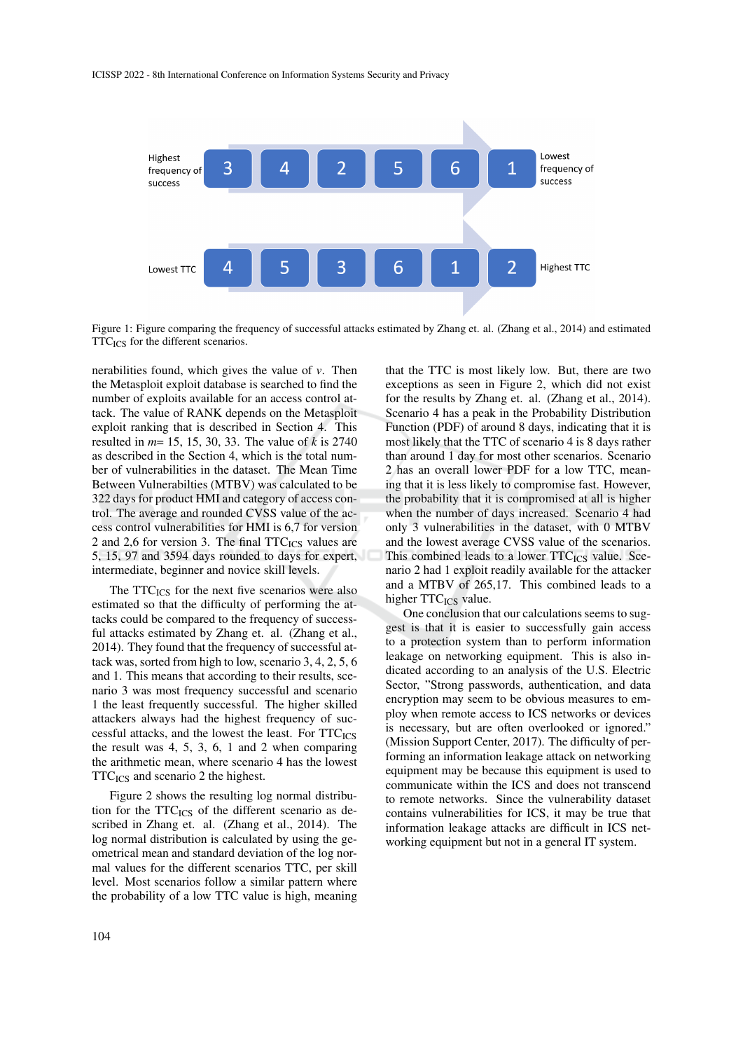Figure 1: Figure comparing the frequency of successful attacks estimated by Zhang et. al. (Zhang et al., 2014) and estimated $TTC_{ICS}$ for the different scenarios.

nerabilities found, which gives the value of $v$. Then the Metasploit exploit database is searched to find the number of exploits available for an access control attack. The value of RANK depends on the Metasploit exploit ranking that is described in Section 4. This resulted in $m$= 15, 15, 30, 33. The value of $k$ is 2740 as described in the Section 4, which is the total number of vulnerabilities in the dataset. The Mean Time Between Vulnerabilties (MTBV) was calculated to be 322 days for product HMI and category of access control. The average and rounded CVSS value of the access control vulnerabilities for HMI is 6,7 for version 2 and 2,6 for version 3. The final $TTC_{ICS}$ values are 5, 15, 97 and 3594 days rounded to days for expert, intermediate, beginner and novice skill levels.

The $TTC_{ICS}$ for the next five scenarios were also estimated so that the difficulty of performing the attacks could be compared to the frequency of successful attacks estimated by Zhang et. al. (Zhang et al., 2014). They found that the frequency of successful attack was, sorted from high to low, scenario 3, 4, 2, 5, 6 and 1. This means that according to their results, scenario 3 was most frequency successful and scenario 1 the least frequently successful. The higher skilled attackers always had the highest frequency of successful attacks, and the lowest the lowest. For $TTC_{ICS}$ the result was 4, 5, 3, 6, 1 and 2 when comparing the arithmetic mean, where scenario 4 has the lowest $TTC_{ICS}$ and scenario 2 the highest.

Figure 2 shows the resulting log normal distribution for the $TTC_{ICS}$ of the different scenario as described in Zhang et. al. (Zhang et al., 2014). The log normal distribution is calculated by using the geometrical mean and standard deviation of the log normal values for the different scenarios TTC, per skill level. Most scenarios follow a similar pattern where the probability of a low TTC value is high, meaning that the TTC is most likely low. But, there are two exceptions as seen in Figure 2, which did not exist for the results by Zhang et. al. (Zhang et al., 2014). Scenario 4 has a peak in the Probability Distribution Function (PDF) of around 8 days, indicating that it is most likely that the TTC of scenario 4 is 8 days rather than around 1 day for most other scenarios. Scenario 2 has an overall lower PDF for a low TTC, meaning that it is less likely to compromise fast. However, the probability that it is compromised at all is higher when the number of days increased. Scenario 4 had only 3 vulnerabilities in the dataset, with 0 MTBV and the lowest average CVSS value of the scenarios. This combined leads to a lower $TTC_{ICS}$ value. Scenario 2 had 1 exploit readily available for the attacker and a MTBV of 265,17. This combined leads to a higher $TTC_{ICS}$ value.

One conclusion that our calculations seems to suggest is that it is easier to successfully gain access to a protection system than to perform information leakage on networking equipment. This is also indicated according to an analysis of the U.S. Electric Sector, "Strong passwords, authentication, and data encryption may seem to be obvious measures to employ when remote access to ICS networks or devices is necessary, but are often overlooked or ignored." (Mission Support Center, 2017). The difficulty of performing an information leakage attack on networking equipment may be because this equipment is used to communicate within the ICS and does not transcend to remote networks. Since the vulnerability dataset contains vulnerabilities for ICS, it may be true that information leakage attacks are difficult in ICS networking equipment but not in a general IT system.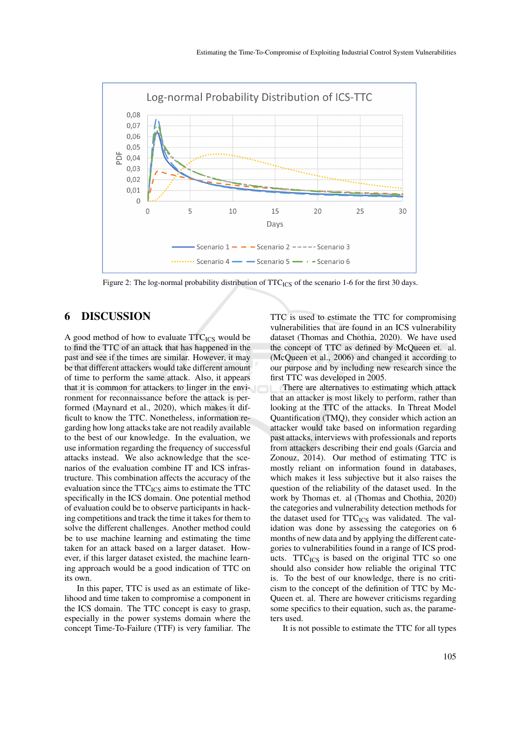Figure 2: The log-normal probability distribution of $TTC_{ICS}$ of the scenario 1-6 for the first 30 days.

## 6 DISCUSSION

A good method of how to evaluate $TTC_{ICS}$ would be to find the TTC of an attack that has happened in the past and see if the times are similar. However, it may be that different attackers would take different amount of time to perform the same attack. Also, it appears that it is common for attackers to linger in the environment for reconnaissance before the attack is performed (Maynard et al., 2020), which makes it difficult to know the TTC. Nonetheless, information regarding how long attacks take are not readily available to the best of our knowledge. In the evaluation, we use information regarding the frequency of successful attacks instead. We also acknowledge that the scenarios of the evaluation combine IT and ICS infrastructure. This combination affects the accuracy of the evaluation since the $TTC_{ICS}$ aims to estimate the TTC specifically in the ICS domain. One potential method of evaluation could be to observe participants in hacking competitions and track the time it takes for them to solve the different challenges. Another method could be to use machine learning and estimating the time taken for an attack based on a larger dataset. However, if this larger dataset existed, the machine learning approach would be a good indication of TTC on its own.

In this paper, TTC is used as an estimate of likelihood and time taken to compromise a component in the ICS domain. The TTC concept is easy to grasp, especially in the power systems domain where the concept Time-To-Failure (TTF) is very familiar. The TTC is used to estimate the TTC for compromising vulnerabilities that are found in an ICS vulnerability dataset (Thomas and Chothia, 2020). We have used the concept of TTC as defined by McQueen et. al. (McQueen et al., 2006) and changed it according to our purpose and by including new research since the first TTC was developed in 2005.

There are alternatives to estimating which attack that an attacker is most likely to perform, rather than looking at the TTC of the attacks. In Threat Model Quantification (TMQ), they consider which action an attacker would take based on information regarding past attacks, interviews with professionals and reports from attackers describing their end goals (Garcia and Zonouz, 2014). Our method of estimating TTC is mostly reliant on information found in databases, which makes it less subjective but it also raises the question of the reliability of the dataset used. In the work by Thomas et. al (Thomas and Chothia, 2020) the categories and vulnerability detection methods for the dataset used for $TTC_{ICS}$ was validated. The validation was done by assessing the categories on 6 months of new data and by applying the different categories to vulnerabilities found in a range of ICS products. $TTC_{ICS}$ is based on the original TTC so one should also consider how reliable the original TTC is. To the best of our knowledge, there is no criticism to the concept of the definition of TTC by McQueen et. al. There are however criticisms regarding some specifics to their equation, such as, the parameters used.

It is not possible to estimate the TTC for all types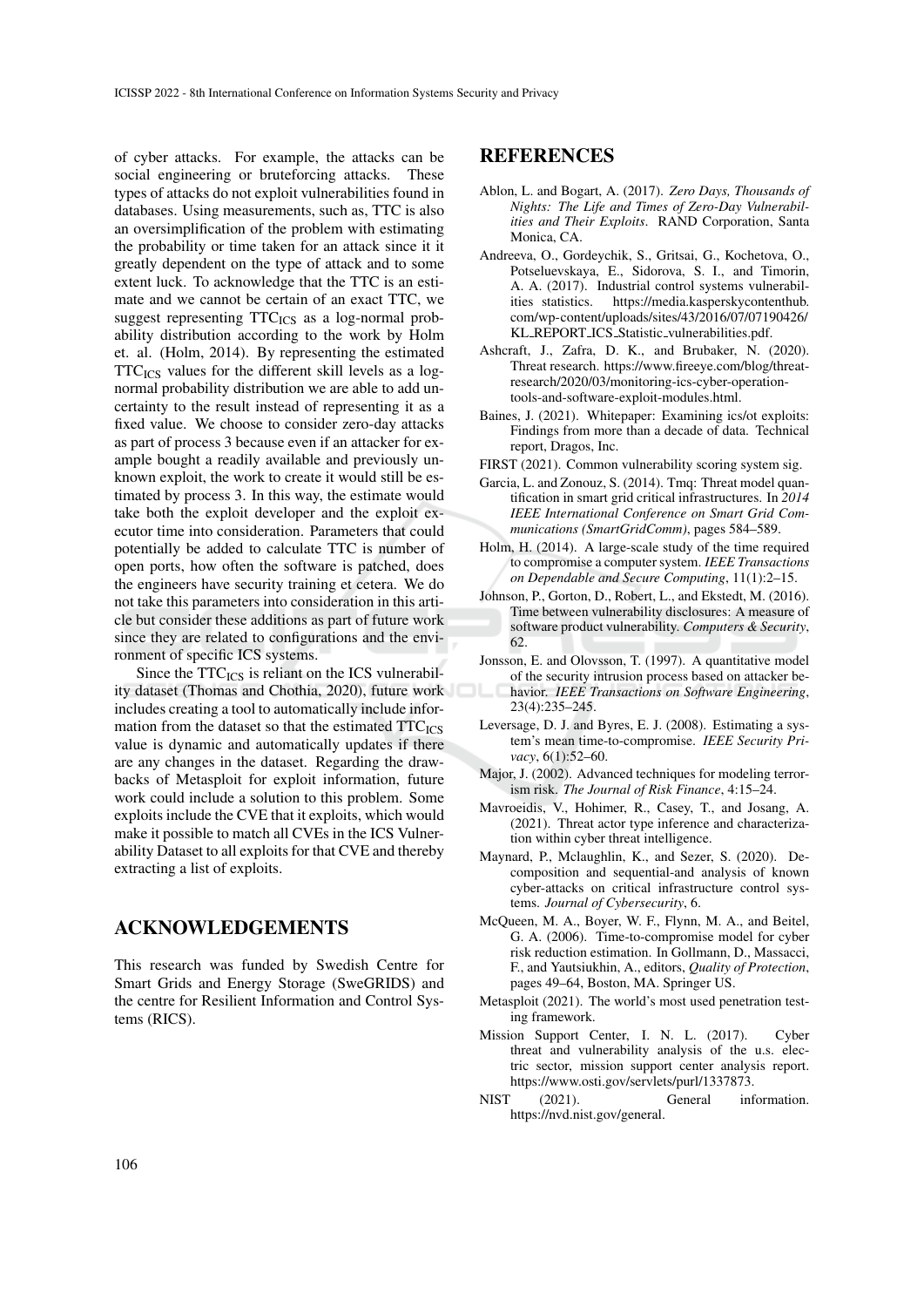of cyber attacks. For example, the attacks can be social engineering or bruteforcing attacks. These types of attacks do not exploit vulnerabilities found in databases. Using measurements, such as, TTC is also an oversimplification of the problem with estimating the probability or time taken for an attack since it it greatly dependent on the type of attack and to some extent luck. To acknowledge that the TTC is an estimate and we cannot be certain of an exact TTC, we suggest representing $TTC_{ICS}$ as a log-normal probability distribution according to the work by Holm et. al. (Holm, 2014). By representing the estimated $TTC_{ICS}$ values for the different skill levels as a log-normal probability distribution we are able to add uncertainty to the result instead of representing it as a fixed value. We choose to consider zero-day attacks as part of process 3 because even if an attacker for example bought a readily available and previously unknown exploit, the work to create it would still be estimated by process 3. In this way, the estimate would take both the exploit developer and the exploit executor time into consideration. Parameters that could potentially be added to calculate TTC is number of open ports, how often the software is patched, does the engineers have security training et cetera. We do not take this parameters into consideration in this article but consider these additions as part of future work since they are related to configurations and the environment of specific ICS systems.

Since the $TTC_{ICS}$ is reliant on the ICS vulnerability dataset (Thomas and Chothia, 2020), future work includes creating a tool to automatically include information from the dataset so that the estimated $TTC_{ICS}$ value is dynamic and automatically updates if there are any changes in the dataset. Regarding the drawbacks of Metasploit for exploit information, future work could include a solution to this problem. Some exploits include the CVE that it exploits, which would make it possible to match all CVEs in the ICS Vulnerability Dataset to all exploits for that CVE and thereby extracting a list of exploits.

## ACKNOWLEDGEMENTS

This research was funded by Swedish Centre for Smart Grids and Energy Storage (SweGRIDS) and the centre for Resilient Information and Control Systems (RICS).

## REFERENCES

Ablon, L. and Bogart, A. (2017). *Zero Days, Thousands of Nights: The Life and Times of Zero-Day Vulnerabilities and Their Exploits*. RAND Corporation, Santa Monica, CA.

Andreeva, O., Gordeychik, S., Gritsai, G., Kochetova, O., Potseluevskaya, E., Sidorova, S. I., and Timorin, A. A. (2017). Industrial control systems vulnerabilities statistics. https://media.kasperskycontenthub.com/wp-content/uploads/sites/43/2016/07/07190426/KL_REPORT_ICS_Statistic_vulnerabilities.pdf.

Ashcraft, J., Zafra, D. K., and Brubaker, N. (2020). Threat research. https://www.fireeye.com/blog/threat-research/2020/03/monitoring-ics-cyber-operation-tools-and-software-exploit-modules.html.

Baines, J. (2021). Whitepaper: Examining ics/ot exploits: Findings from more than a decade of data. Technical report, Dragos, Inc.

FIRST (2021). Common vulnerability scoring system sig.

Garcia, L. and Zonouz, S. (2014). Tmq: Threat model quantification in smart grid critical infrastructures. In *2014 IEEE International Conference on Smart Grid Communications (SmartGridComm)*, pages 584–589.

Holm, H. (2014). A large-scale study of the time required to compromise a computer system. *IEEE Transactions on Dependable and Secure Computing*, 11(1):2–15.

Johnson, P., Gorton, D., Robert, L., and Ekstedt, M. (2016). Time between vulnerability disclosures: A measure of software product vulnerability. *Computers & Security*, 62.

Jonsson, E. and Olovsson, T. (1997). A quantitative model of the security intrusion process based on attacker behavior. *IEEE Transactions on Software Engineering*, 23(4):235–245.

Leversage, D. J. and Byres, E. J. (2008). Estimating a system's mean time-to-compromise. *IEEE Security Privacy*, 6(1):52–60.

Major, J. (2002). Advanced techniques for modeling terrorism risk. *The Journal of Risk Finance*, 4:15–24.

Mavroeidis, V., Hohimer, R., Casey, T., and Josang, A. (2021). Threat actor type inference and characterization within cyber threat intelligence.

Maynard, P., Mclaughlin, K., and Sezer, S. (2020). Decomposition and sequential-and analysis of known cyber-attacks on critical infrastructure control systems. *Journal of Cybersecurity*, 6.

McQueen, M. A., Boyer, W. F., Flynn, M. A., and Beitel, G. A. (2006). Time-to-compromise model for cyber risk reduction estimation. In Gollmann, D., Massacci, F., and Yautsiukhin, A., editors, *Quality of Protection*, pages 49–64, Boston, MA. Springer US.

Metasploit (2021). The world's most used penetration testing framework.

Mission Support Center, I. N. L. (2017). Cyber threat and vulnerability analysis of the u.s. electric sector, mission support center analysis report. https://www.osti.gov/servlets/purl/1337873.

NIST (2021). General information. https://nvd.nist.gov/general.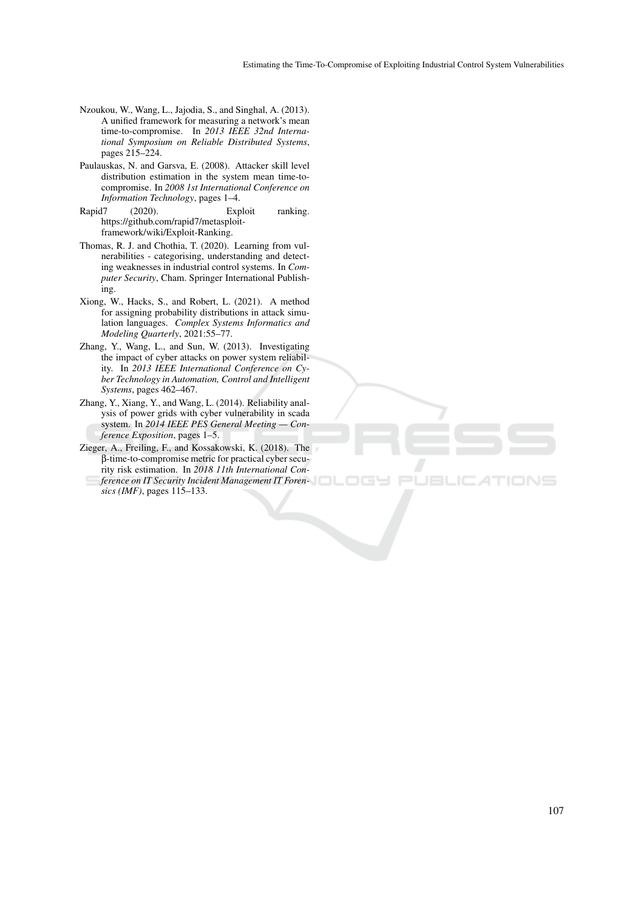Nzoukou, W., Wang, L., Jajodia, S., and Singhal, A. (2013). A unified framework for measuring a network's mean time-to-compromise. In *2013 IEEE 32nd International Symposium on Reliable Distributed Systems*, pages 215–224.

Paulauskas, N. and Garsva, E. (2008). Attacker skill level distribution estimation in the system mean time-to-compromise. In *2008 1st International Conference on Information Technology*, pages 1–4.

Rapid7 (2020). Exploit ranking. https://github.com/rapid7/metasploit-framework/wiki/Exploit-Ranking.

Thomas, R. J. and Chothia, T. (2020). Learning from vulnerabilities - categorising, understanding and detecting weaknesses in industrial control systems. In *Computer Security*, Cham. Springer International Publishing.

Xiong, W., Hacks, S., and Robert, L. (2021). A method for assigning probability distributions in attack simulation languages. *Complex Systems Informatics and Modeling Quarterly*, 2021:55–77.

Zhang, Y., Wang, L., and Sun, W. (2013). Investigating the impact of cyber attacks on power system reliability. In *2013 IEEE International Conference on Cyber Technology in Automation, Control and Intelligent Systems*, pages 462–467.

Zhang, Y., Xiang, Y., and Wang, L. (2014). Reliability analysis of power grids with cyber vulnerability in scada system. In *2014 IEEE PES General Meeting — Conference Exposition*, pages 1–5.

Zieger, A., Freiling, F., and Kossakowski, K. (2018). The β-time-to-compromise metric for practical cyber security risk estimation. In *2018 11th International Conference on IT Security Incident Management IT Forensics (IMF)*, pages 115–133.